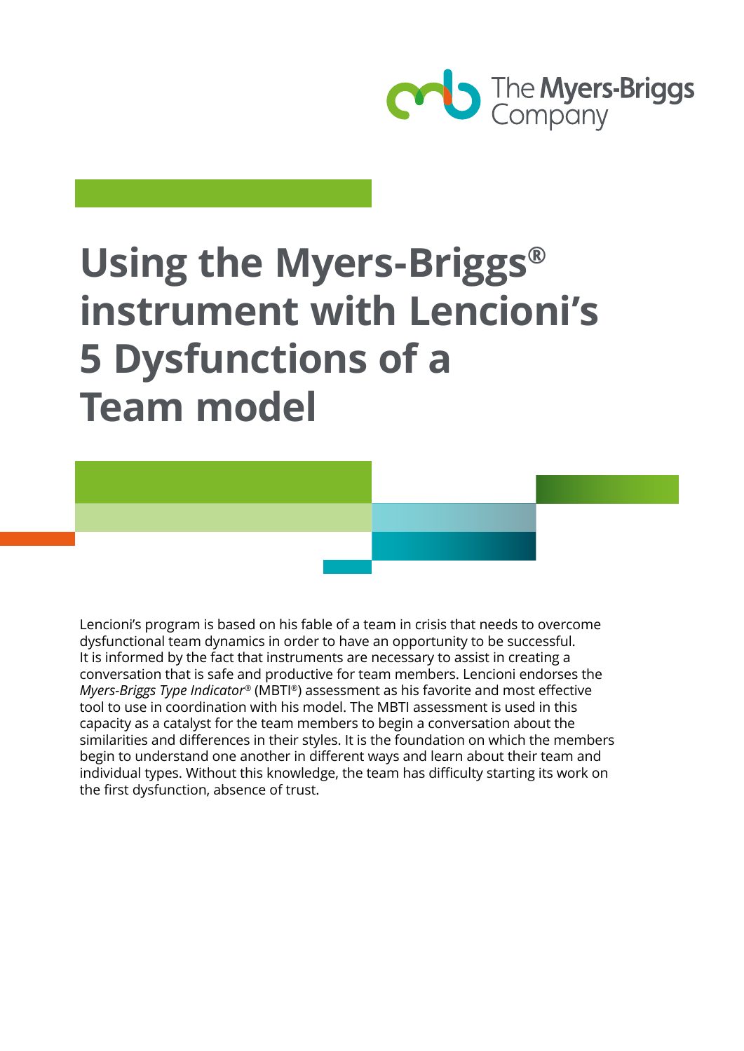The Myers-Briggs Company

# Using the Myers-Briggs® instrument with Lencioni's 5 Dysfunctions of a Team model

Lencioni's program is based on his fable of a team in crisis that needs to overcome dysfunctional team dynamics in order to have an opportunity to be successful. It is informed by the fact that instruments are necessary to assist in creating a conversation that is safe and productive for team members. Lencioni endorses the *Myers-Briggs Type Indicator*® (MBTI®) assessment as his favorite and most effective tool to use in coordination with his model. The MBTI assessment is used in this capacity as a catalyst for the team members to begin a conversation about the similarities and differences in their styles. It is the foundation on which the members begin to understand one another in different ways and learn about their team and individual types. Without this knowledge, the team has difficulty starting its work on the first dysfunction, absence of trust.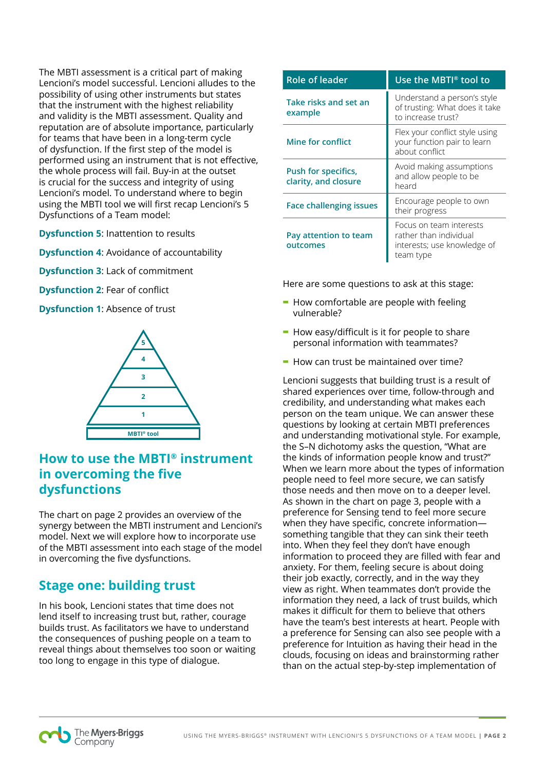The MBTI assessment is a critical part of making Lencioni's model successful. Lencioni alludes to the possibility of using other instruments but states that the instrument with the highest reliability and validity is the MBTI assessment. Quality and reputation are of absolute importance, particularly for teams that have been in a long-term cycle of dysfunction. If the first step of the model is performed using an instrument that is not effective, the whole process will fail. Buy-in at the outset is crucial for the success and integrity of using Lencioni's model. To understand where to begin using the MBTI tool we will first recap Lencioni's 5 Dysfunctions of a Team model:

**Dysfunction 5**: Inattention to results

**Dysfunction 4**: Avoidance of accountability

**Dysfunction 3**: Lack of commitment

**Dysfunction 2**: Fear of conflict

**Dysfunction 1**: Absence of trust

5
4
3
2
1
MBTI® tool

## How to use the MBTI® instrument in overcoming the five dysfunctions

The chart on page 2 provides an overview of the synergy between the MBTI instrument and Lencioni's model. Next we will explore how to incorporate use of the MBTI assessment into each stage of the model in overcoming the five dysfunctions.

## Stage one: building trust

In his book, Lencioni states that time does not lend itself to increasing trust but, rather, courage builds trust. As facilitators we have to understand the consequences of pushing people on a team to reveal things about themselves too soon or waiting too long to engage in this type of dialogue.

| Role of leader | Use the MBTI® tool to |
|---|---|
| Take risks and set an example | Understand a person's style of trusting: What does it take to increase trust? |
| Mine for conflict | Flex your conflict style using your function pair to learn about conflict |
| Push for specifics, clarity, and closure | Avoid making assumptions and allow people to be heard |
| Face challenging issues | Encourage people to own their progress |
| Pay attention to team outcomes | Focus on team interests rather than individual interests; use knowledge of team type |

Here are some questions to ask at this stage:

- How comfortable are people with feeling vulnerable?
- How easy/difficult is it for people to share personal information with teammates?
- How can trust be maintained over time?

Lencioni suggests that building trust is a result of shared experiences over time, follow-through and credibility, and understanding what makes each person on the team unique. We can answer these questions by looking at certain MBTI preferences and understanding motivational style. For example, the S–N dichotomy asks the question, "What are the kinds of information people know and trust?" When we learn more about the types of information people need to feel more secure, we can satisfy those needs and then move on to a deeper level. As shown in the chart on page 3, people with a preference for Sensing tend to feel more secure when they have specific, concrete information—something tangible that they can sink their teeth into. When they feel they don't have enough information to proceed they are filled with fear and anxiety. For them, feeling secure is about doing their job exactly, correctly, and in the way they view as right. When teammates don't provide the information they need, a lack of trust builds, which makes it difficult for them to believe that others have the team's best interests at heart. People with a preference for Sensing can also see people with a preference for Intuition as having their head in the clouds, focusing on ideas and brainstorming rather than on the actual step-by-step implementation of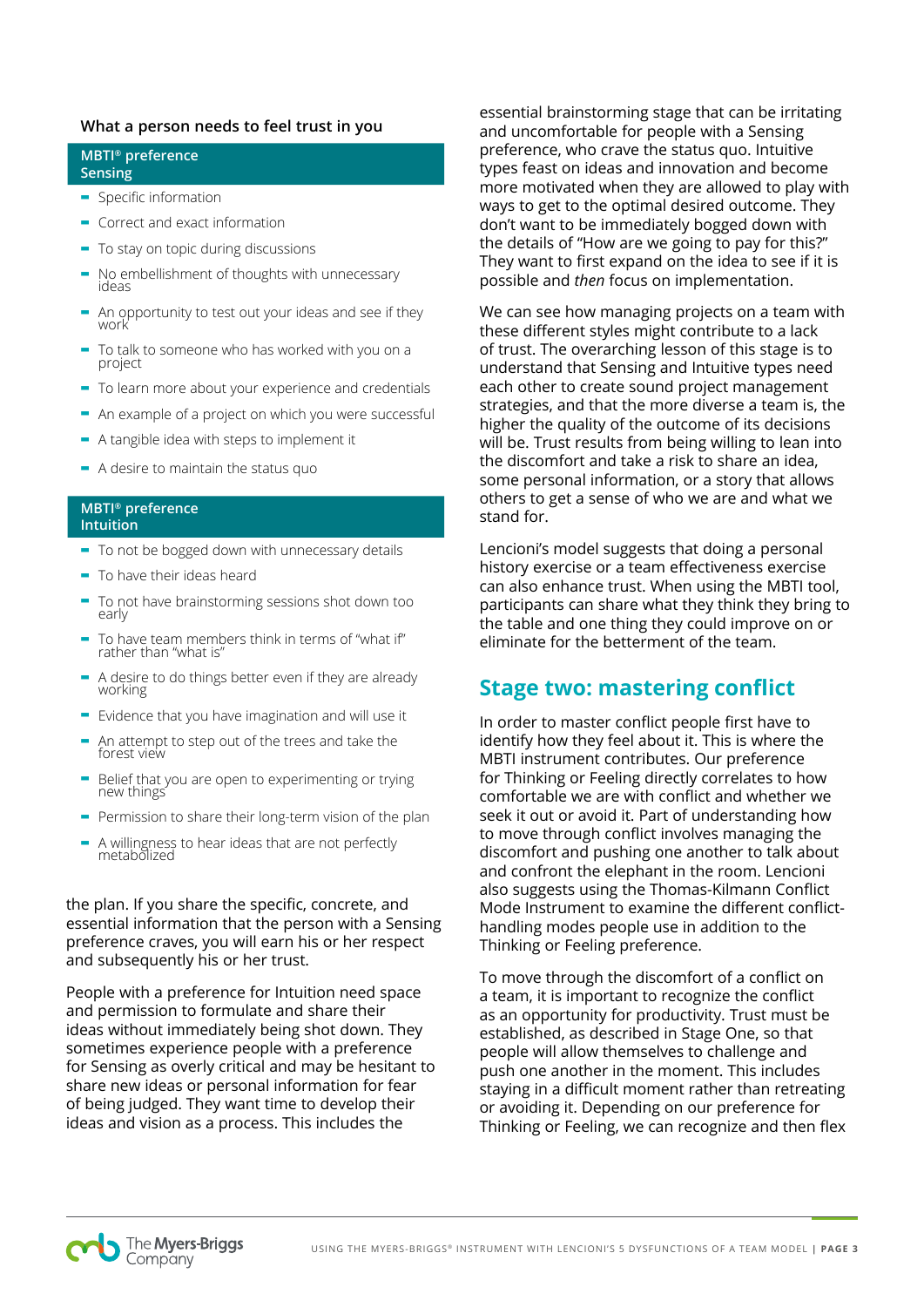**What a person needs to feel trust in you**

**MBTI® preference Sensing**

- Specific information
- Correct and exact information
- To stay on topic during discussions
- No embellishment of thoughts with unnecessary ideas
- An opportunity to test out your ideas and see if they work
- To talk to someone who has worked with you on a project
- To learn more about your experience and credentials
- An example of a project on which you were successful
- A tangible idea with steps to implement it
- A desire to maintain the status quo

**MBTI® preference Intuition**

- To not be bogged down with unnecessary details
- To have their ideas heard
- To not have brainstorming sessions shot down too early
- To have team members think in terms of "what if" rather than "what is"
- A desire to do things better even if they are already working
- Evidence that you have imagination and will use it
- An attempt to step out of the trees and take the forest view
- Belief that you are open to experimenting or trying new things
- Permission to share their long-term vision of the plan
- A willingness to hear ideas that are not perfectly metabolized

the plan. If you share the specific, concrete, and essential information that the person with a Sensing preference craves, you will earn his or her respect and subsequently his or her trust.

People with a preference for Intuition need space and permission to formulate and share their ideas without immediately being shot down. They sometimes experience people with a preference for Sensing as overly critical and may be hesitant to share new ideas or personal information for fear of being judged. They want time to develop their ideas and vision as a process. This includes the essential brainstorming stage that can be irritating and uncomfortable for people with a Sensing preference, who crave the status quo. Intuitive types feast on ideas and innovation and become more motivated when they are allowed to play with ways to get to the optimal desired outcome. They don't want to be immediately bogged down with the details of "How are we going to pay for this?" They want to first expand on the idea to see if it is possible and *then* focus on implementation.

We can see how managing projects on a team with these different styles might contribute to a lack of trust. The overarching lesson of this stage is to understand that Sensing and Intuitive types need each other to create sound project management strategies, and that the more diverse a team is, the higher the quality of the outcome of its decisions will be. Trust results from being willing to lean into the discomfort and take a risk to share an idea, some personal information, or a story that allows others to get a sense of who we are and what we stand for.

Lencioni's model suggests that doing a personal history exercise or a team effectiveness exercise can also enhance trust. When using the MBTI tool, participants can share what they think they bring to the table and one thing they could improve on or eliminate for the betterment of the team.

## Stage two: mastering conflict

In order to master conflict people first have to identify how they feel about it. This is where the MBTI instrument contributes. Our preference for Thinking or Feeling directly correlates to how comfortable we are with conflict and whether we seek it out or avoid it. Part of understanding how to move through conflict involves managing the discomfort and pushing one another to talk about and confront the elephant in the room. Lencioni also suggests using the Thomas-Kilmann Conflict Mode Instrument to examine the different conflict-handling modes people use in addition to the Thinking or Feeling preference.

To move through the discomfort of a conflict on a team, it is important to recognize the conflict as an opportunity for productivity. Trust must be established, as described in Stage One, so that people will allow themselves to challenge and push one another in the moment. This includes staying in a difficult moment rather than retreating or avoiding it. Depending on our preference for Thinking or Feeling, we can recognize and then flex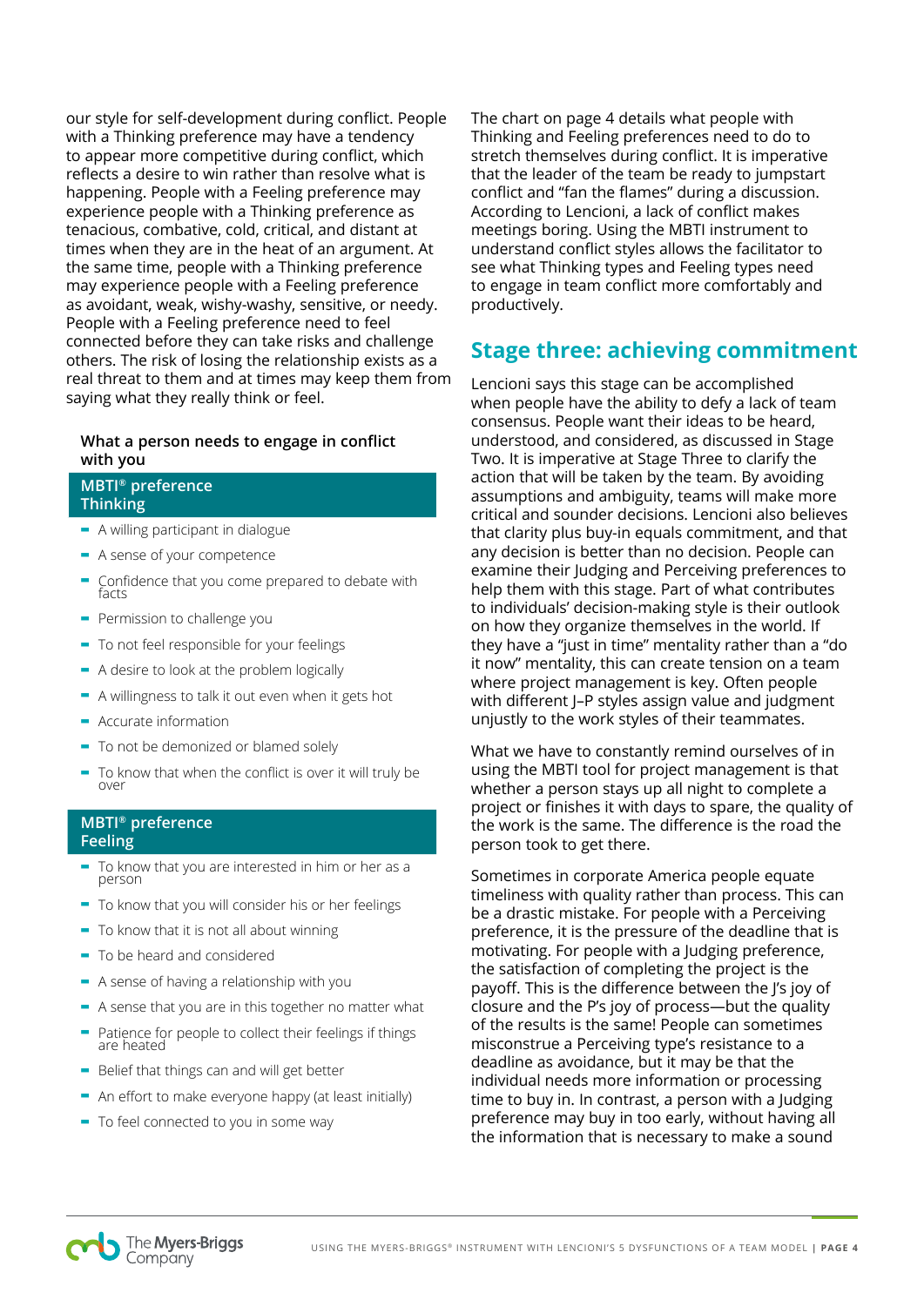our style for self-development during conflict. People with a Thinking preference may have a tendency to appear more competitive during conflict, which reflects a desire to win rather than resolve what is happening. People with a Feeling preference may experience people with a Thinking preference as tenacious, combative, cold, critical, and distant at times when they are in the heat of an argument. At the same time, people with a Thinking preference may experience people with a Feeling preference as avoidant, weak, wishy-washy, sensitive, or needy. People with a Feeling preference need to feel connected before they can take risks and challenge others. The risk of losing the relationship exists as a real threat to them and at times may keep them from saying what they really think or feel.

**What a person needs to engage in conflict with you**

**MBTI® preference Thinking**

- A willing participant in dialogue
- A sense of your competence
- Confidence that you come prepared to debate with facts
- Permission to challenge you
- To not feel responsible for your feelings
- A desire to look at the problem logically
- A willingness to talk it out even when it gets hot
- Accurate information
- To not be demonized or blamed solely
- To know that when the conflict is over it will truly be over

**MBTI® preference Feeling**

- To know that you are interested in him or her as a person
- To know that you will consider his or her feelings
- To know that it is not all about winning
- To be heard and considered
- A sense of having a relationship with you
- A sense that you are in this together no matter what
- Patience for people to collect their feelings if things are heated
- Belief that things can and will get better
- An effort to make everyone happy (at least initially)
- To feel connected to you in some way

The chart on page 4 details what people with Thinking and Feeling preferences need to do to stretch themselves during conflict. It is imperative that the leader of the team be ready to jumpstart conflict and "fan the flames" during a discussion. According to Lencioni, a lack of conflict makes meetings boring. Using the MBTI instrument to understand conflict styles allows the facilitator to see what Thinking types and Feeling types need to engage in team conflict more comfortably and productively.

## Stage three: achieving commitment

Lencioni says this stage can be accomplished when people have the ability to defy a lack of team consensus. People want their ideas to be heard, understood, and considered, as discussed in Stage Two. It is imperative at Stage Three to clarify the action that will be taken by the team. By avoiding assumptions and ambiguity, teams will make more critical and sounder decisions. Lencioni also believes that clarity plus buy-in equals commitment, and that any decision is better than no decision. People can examine their Judging and Perceiving preferences to help them with this stage. Part of what contributes to individuals' decision-making style is their outlook on how they organize themselves in the world. If they have a "just in time" mentality rather than a "do it now" mentality, this can create tension on a team where project management is key. Often people with different J–P styles assign value and judgment unjustly to the work styles of their teammates.

What we have to constantly remind ourselves of in using the MBTI tool for project management is that whether a person stays up all night to complete a project or finishes it with days to spare, the quality of the work is the same. The difference is the road the person took to get there.

Sometimes in corporate America people equate timeliness with quality rather than process. This can be a drastic mistake. For people with a Perceiving preference, it is the pressure of the deadline that is motivating. For people with a Judging preference, the satisfaction of completing the project is the payoff. This is the difference between the J's joy of closure and the P's joy of process—but the quality of the results is the same! People can sometimes misconstrue a Perceiving type's resistance to a deadline as avoidance, but it may be that the individual needs more information or processing time to buy in. In contrast, a person with a Judging preference may buy in too early, without having all the information that is necessary to make a sound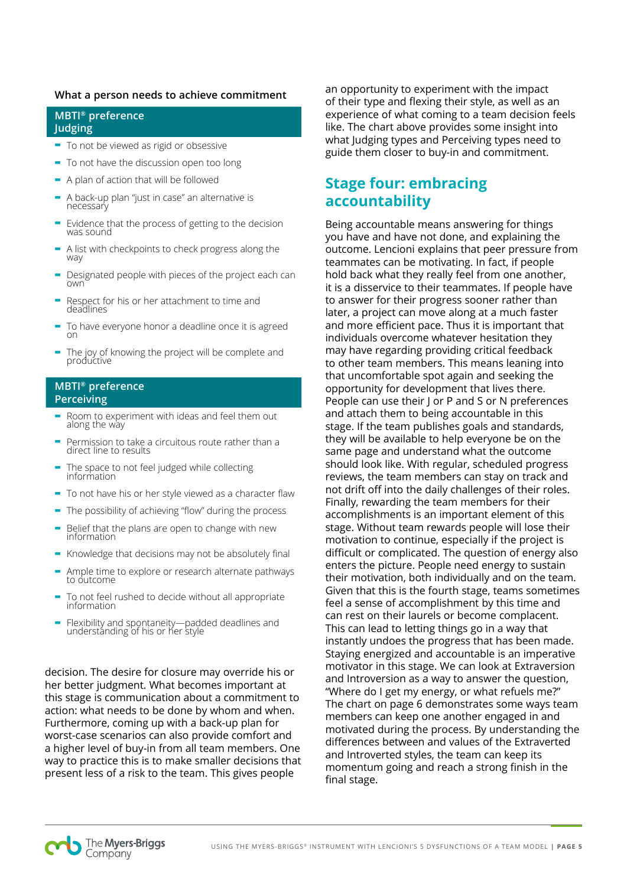**What a person needs to achieve commitment**

**MBTI® preference Judging**

- To not be viewed as rigid or obsessive
- To not have the discussion open too long
- A plan of action that will be followed
- A back-up plan "just in case" an alternative is necessary
- Evidence that the process of getting to the decision was sound
- A list with checkpoints to check progress along the way
- Designated people with pieces of the project each can own
- Respect for his or her attachment to time and deadlines
- To have everyone honor a deadline once it is agreed on
- The joy of knowing the project will be complete and productive

**MBTI® preference Perceiving**

- Room to experiment with ideas and feel them out along the way
- Permission to take a circuitous route rather than a direct line to results
- The space to not feel judged while collecting information
- To not have his or her style viewed as a character flaw
- The possibility of achieving "flow" during the process
- Belief that the plans are open to change with new information
- Knowledge that decisions may not be absolutely final
- Ample time to explore or research alternate pathways to outcome
- To not feel rushed to decide without all appropriate information
- Flexibility and spontaneity—padded deadlines and understanding of his or her style

decision. The desire for closure may override his or her better judgment. What becomes important at this stage is communication about a commitment to action: what needs to be done by whom and when. Furthermore, coming up with a back-up plan for worst-case scenarios can also provide comfort and a higher level of buy-in from all team members. One way to practice this is to make smaller decisions that present less of a risk to the team. This gives people an opportunity to experiment with the impact of their type and flexing their style, as well as an experience of what coming to a team decision feels like. The chart above provides some insight into what Judging types and Perceiving types need to guide them closer to buy-in and commitment.

## Stage four: embracing accountability

Being accountable means answering for things you have and have not done, and explaining the outcome. Lencioni explains that peer pressure from teammates can be motivating. In fact, if people hold back what they really feel from one another, it is a disservice to their teammates. If people have to answer for their progress sooner rather than later, a project can move along at a much faster and more efficient pace. Thus it is important that individuals overcome whatever hesitation they may have regarding providing critical feedback to other team members. This means leaning into that uncomfortable spot again and seeking the opportunity for development that lives there. People can use their J or P and S or N preferences and attach them to being accountable in this stage. If the team publishes goals and standards, they will be available to help everyone be on the same page and understand what the outcome should look like. With regular, scheduled progress reviews, the team members can stay on track and not drift off into the daily challenges of their roles. Finally, rewarding the team members for their accomplishments is an important element of this stage. Without team rewards people will lose their motivation to continue, especially if the project is difficult or complicated. The question of energy also enters the picture. People need energy to sustain their motivation, both individually and on the team. Given that this is the fourth stage, teams sometimes feel a sense of accomplishment by this time and can rest on their laurels or become complacent. This can lead to letting things go in a way that instantly undoes the progress that has been made. Staying energized and accountable is an imperative motivator in this stage. We can look at Extraversion and Introversion as a way to answer the question, "Where do I get my energy, or what refuels me?" The chart on page 6 demonstrates some ways team members can keep one another engaged in and motivated during the process. By understanding the differences between and values of the Extraverted and Introverted styles, the team can keep its momentum going and reach a strong finish in the final stage.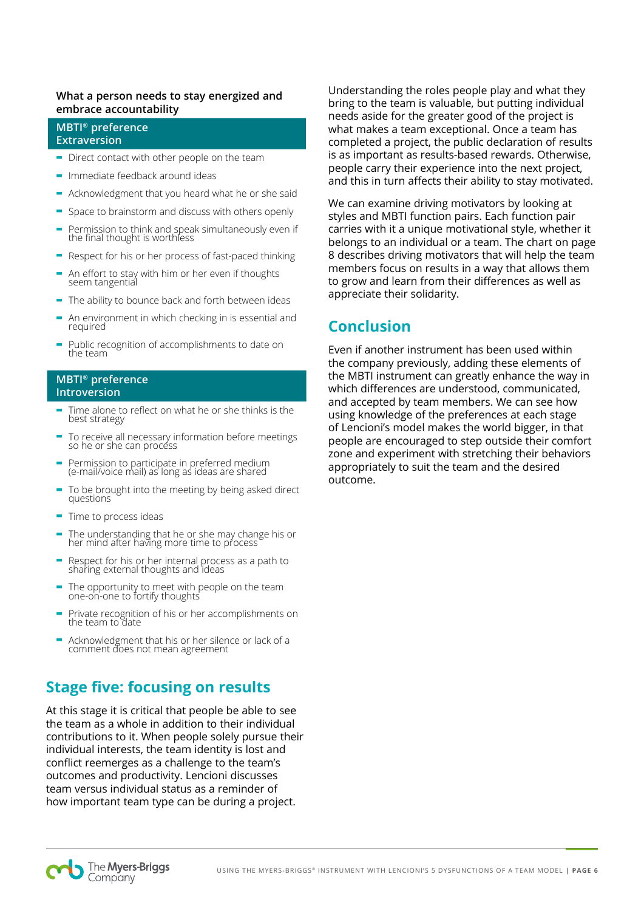**What a person needs to stay energized and embrace accountability**

**MBTI® preference Extraversion**

- Direct contact with other people on the team
- Immediate feedback around ideas
- Acknowledgment that you heard what he or she said
- Space to brainstorm and discuss with others openly
- Permission to think and speak simultaneously even if the final thought is worthless
- Respect for his or her process of fast-paced thinking
- An effort to stay with him or her even if thoughts seem tangential
- The ability to bounce back and forth between ideas
- An environment in which checking in is essential and required
- Public recognition of accomplishments to date on the team

**MBTI® preference Introversion**

- Time alone to reflect on what he or she thinks is the best strategy
- To receive all necessary information before meetings so he or she can process
- Permission to participate in preferred medium (e-mail/voice mail) as long as ideas are shared
- To be brought into the meeting by being asked direct questions
- Time to process ideas
- The understanding that he or she may change his or her mind after having more time to process
- Respect for his or her internal process as a path to sharing external thoughts and ideas
- The opportunity to meet with people on the team one-on-one to fortify thoughts
- Private recognition of his or her accomplishments on the team to date
- Acknowledgment that his or her silence or lack of a comment does not mean agreement

## Stage five: focusing on results

At this stage it is critical that people be able to see the team as a whole in addition to their individual contributions to it. When people solely pursue their individual interests, the team identity is lost and conflict reemerges as a challenge to the team's outcomes and productivity. Lencioni discusses team versus individual status as a reminder of how important team type can be during a project.

Understanding the roles people play and what they bring to the team is valuable, but putting individual needs aside for the greater good of the project is what makes a team exceptional. Once a team has completed a project, the public declaration of results is as important as results-based rewards. Otherwise, people carry their experience into the next project, and this in turn affects their ability to stay motivated.

We can examine driving motivators by looking at styles and MBTI function pairs. Each function pair carries with it a unique motivational style, whether it belongs to an individual or a team. The chart on page 8 describes driving motivators that will help the team members focus on results in a way that allows them to grow and learn from their differences as well as appreciate their solidarity.

## Conclusion

Even if another instrument has been used within the company previously, adding these elements of the MBTI instrument can greatly enhance the way in which differences are understood, communicated, and accepted by team members. We can see how using knowledge of the preferences at each stage of Lencioni's model makes the world bigger, in that people are encouraged to step outside their comfort zone and experiment with stretching their behaviors appropriately to suit the team and the desired outcome.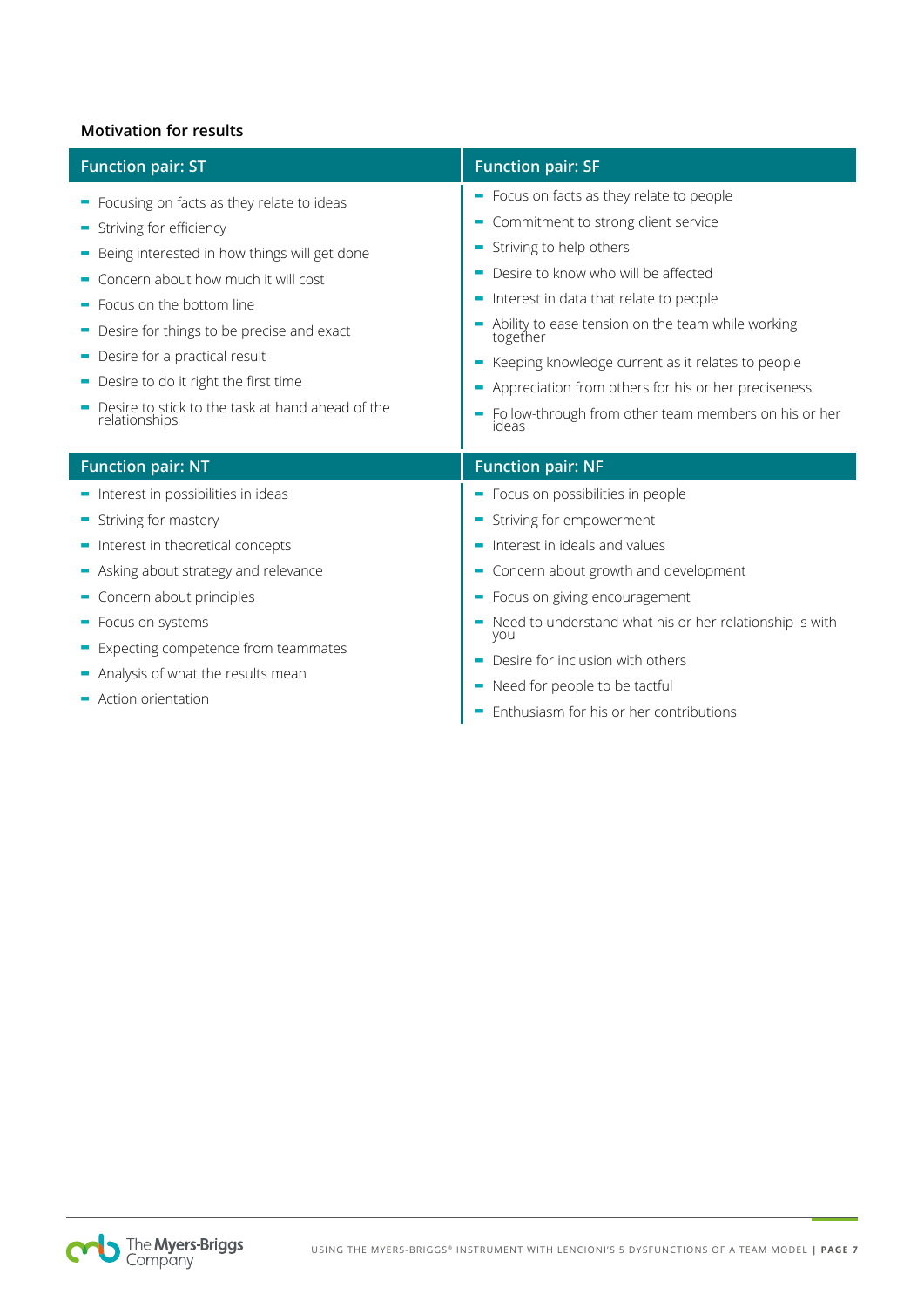**Motivation for results**

### Function pair: ST

- Focusing on facts as they relate to ideas
- Striving for efficiency
- Being interested in how things will get done
- Concern about how much it will cost
- Focus on the bottom line
- Desire for things to be precise and exact
- Desire for a practical result
- Desire to do it right the first time
- Desire to stick to the task at hand ahead of the relationships

### Function pair: SF

- Focus on facts as they relate to people
- Commitment to strong client service
- Striving to help others
- Desire to know who will be affected
- Interest in data that relate to people
- Ability to ease tension on the team while working together
- Keeping knowledge current as it relates to people
- Appreciation from others for his or her preciseness
- Follow-through from other team members on his or her ideas

### Function pair: NT

- Interest in possibilities in ideas
- Striving for mastery
- Interest in theoretical concepts
- Asking about strategy and relevance
- Concern about principles
- Focus on systems
- Expecting competence from teammates
- Analysis of what the results mean
- Action orientation

### Function pair: NF

- Focus on possibilities in people
- Striving for empowerment
- Interest in ideals and values
- Concern about growth and development
- Focus on giving encouragement
- Need to understand what his or her relationship is with you
- Desire for inclusion with others
- Need for people to be tactful
- Enthusiasm for his or her contributions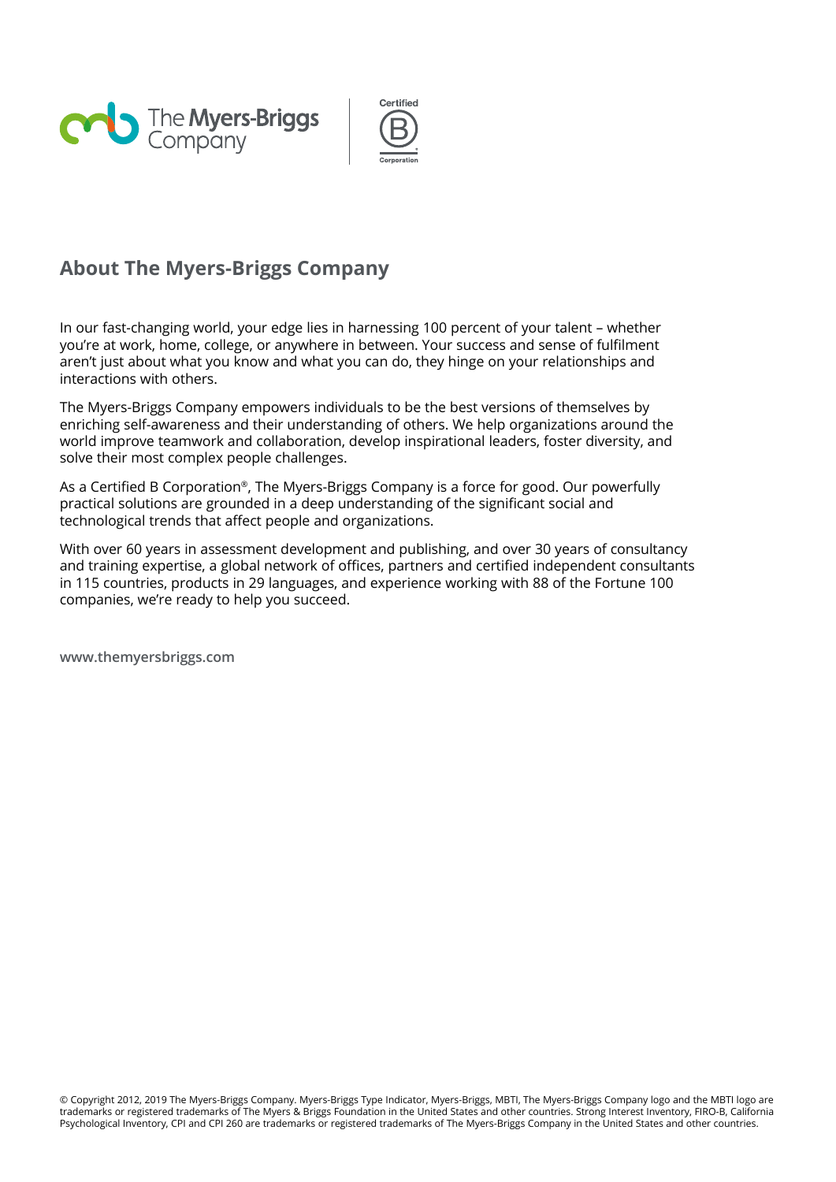## About The Myers-Briggs Company

In our fast-changing world, your edge lies in harnessing 100 percent of your talent – whether you're at work, home, college, or anywhere in between. Your success and sense of fulfilment aren't just about what you know and what you can do, they hinge on your relationships and interactions with others.

The Myers-Briggs Company empowers individuals to be the best versions of themselves by enriching self-awareness and their understanding of others. We help organizations around the world improve teamwork and collaboration, develop inspirational leaders, foster diversity, and solve their most complex people challenges.

As a Certified B Corporation®, The Myers-Briggs Company is a force for good. Our powerfully practical solutions are grounded in a deep understanding of the significant social and technological trends that affect people and organizations.

With over 60 years in assessment development and publishing, and over 30 years of consultancy and training expertise, a global network of offices, partners and certified independent consultants in 115 countries, products in 29 languages, and experience working with 88 of the Fortune 100 companies, we're ready to help you succeed.

**www.themyersbriggs.com**

© Copyright 2012, 2019 The Myers-Briggs Company. Myers-Briggs Type Indicator, Myers-Briggs, MBTI, The Myers-Briggs Company logo and the MBTI logo are trademarks or registered trademarks of The Myers & Briggs Foundation in the United States and other countries. Strong Interest Inventory, FIRO-B, California Psychological Inventory, CPI and CPI 260 are trademarks or registered trademarks of The Myers-Briggs Company in the United States and other countries.